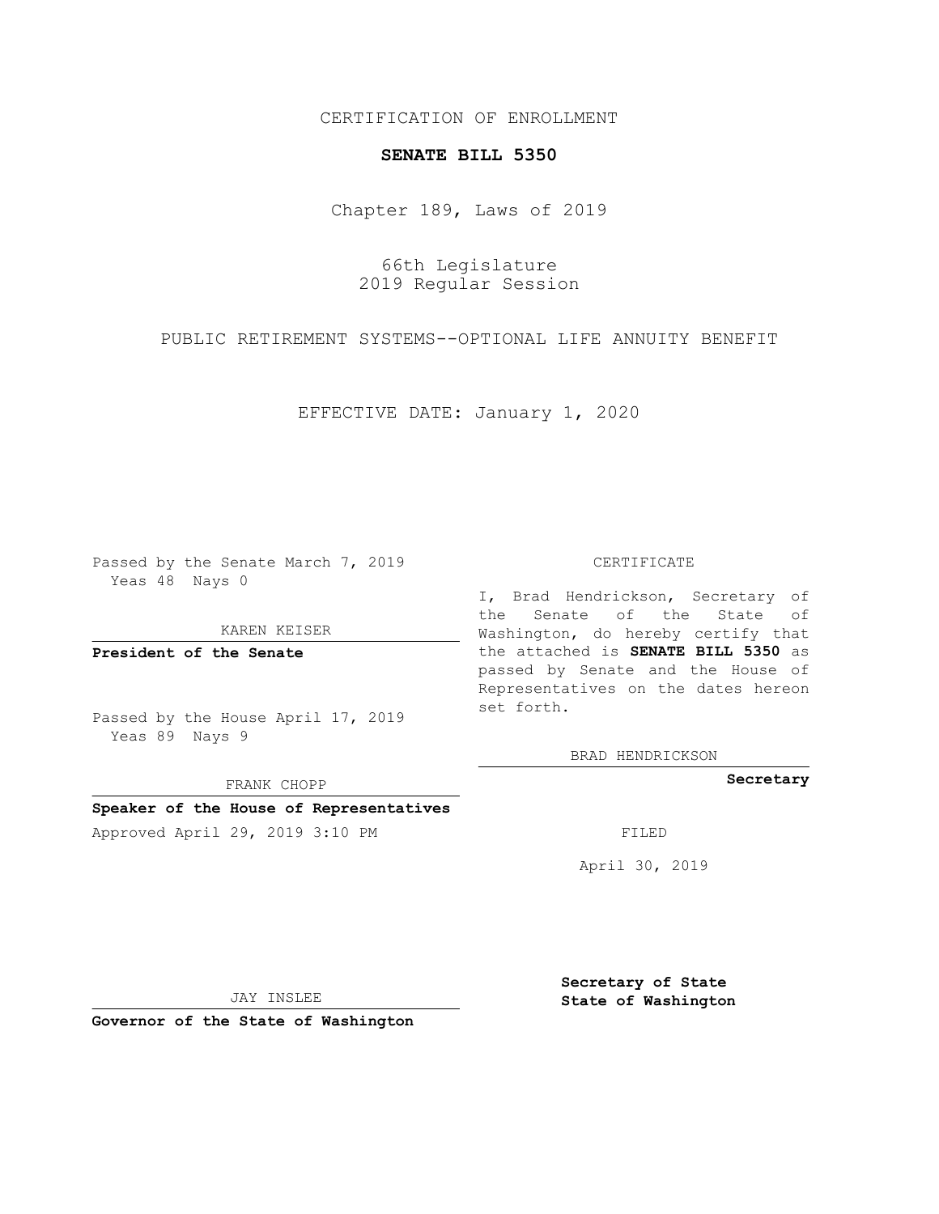CERTIFICATION OF ENROLLMENT

**SENATE BILL 5350**

Chapter 189, Laws of 2019

66th Legislature
2019 Regular Session

PUBLIC RETIREMENT SYSTEMS--OPTIONAL LIFE ANNUITY BENEFIT

EFFECTIVE DATE: January 1, 2020

Passed by the Senate March 7, 2019
Yeas 48 Nays 0

KAREN KEISER

**President of the Senate**

Passed by the House April 17, 2019
Yeas 89 Nays 9

FRANK CHOPP

**Speaker of the House of Representatives**

Approved April 29, 2019 3:10 PM

JAY INSLEE

**Governor of the State of Washington**

CERTIFICATE

I, Brad Hendrickson, Secretary of the Senate of the State of Washington, do hereby certify that the attached is **SENATE BILL 5350** as passed by Senate and the House of Representatives on the dates hereon set forth.

BRAD HENDRICKSON

**Secretary**

FILED

April 30, 2019

**Secretary of State**
**State of Washington**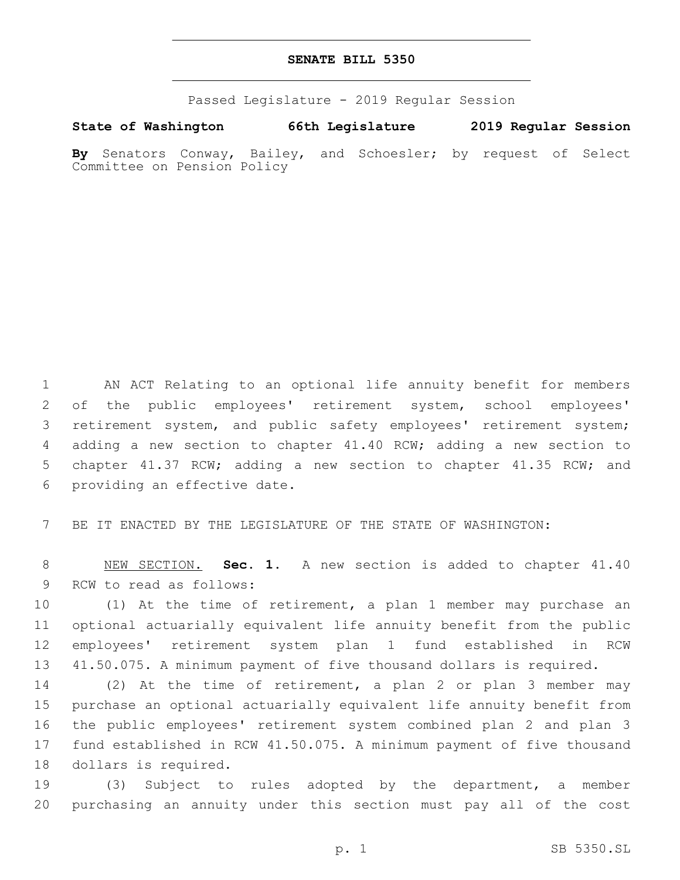# SENATE BILL 5350

Passed Legislature - 2019 Regular Session

**State of Washington 66th Legislature 2019 Regular Session**

**By** Senators Conway, Bailey, and Schoesler; by request of Select Committee on Pension Policy

AN ACT Relating to an optional life annuity benefit for members of the public employees' retirement system, school employees' retirement system, and public safety employees' retirement system; adding a new section to chapter 41.40 RCW; adding a new section to chapter 41.37 RCW; adding a new section to chapter 41.35 RCW; and providing an effective date.

BE IT ENACTED BY THE LEGISLATURE OF THE STATE OF WASHINGTON:

NEW SECTION. **Sec. 1.** A new section is added to chapter 41.40 RCW to read as follows:

(1) At the time of retirement, a plan 1 member may purchase an optional actuarially equivalent life annuity benefit from the public employees' retirement system plan 1 fund established in RCW 41.50.075. A minimum payment of five thousand dollars is required.

(2) At the time of retirement, a plan 2 or plan 3 member may purchase an optional actuarially equivalent life annuity benefit from the public employees' retirement system combined plan 2 and plan 3 fund established in RCW 41.50.075. A minimum payment of five thousand dollars is required.

(3) Subject to rules adopted by the department, a member purchasing an annuity under this section must pay all of the cost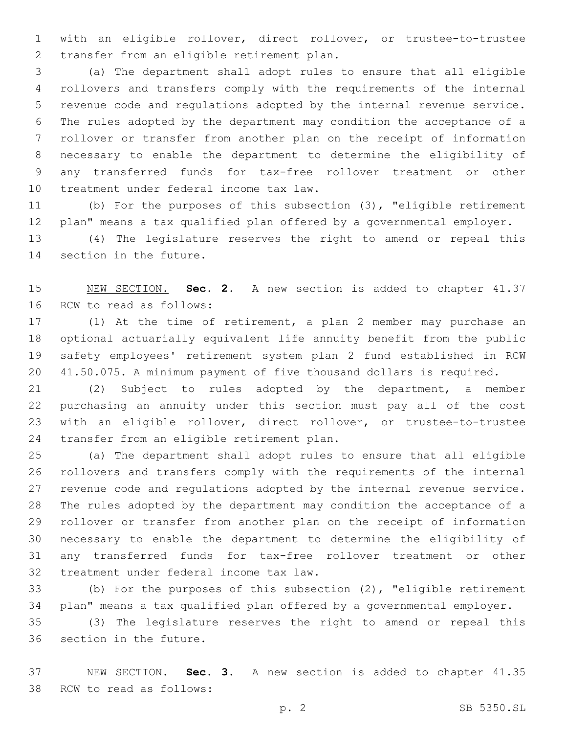with an eligible rollover, direct rollover, or trustee-to-trustee transfer from an eligible retirement plan.

(a) The department shall adopt rules to ensure that all eligible rollovers and transfers comply with the requirements of the internal revenue code and regulations adopted by the internal revenue service. The rules adopted by the department may condition the acceptance of a rollover or transfer from another plan on the receipt of information necessary to enable the department to determine the eligibility of any transferred funds for tax-free rollover treatment or other treatment under federal income tax law.

(b) For the purposes of this subsection (3), "eligible retirement plan" means a tax qualified plan offered by a governmental employer.

(4) The legislature reserves the right to amend or repeal this section in the future.

NEW SECTION. **Sec. 2.** A new section is added to chapter 41.37 RCW to read as follows:

(1) At the time of retirement, a plan 2 member may purchase an optional actuarially equivalent life annuity benefit from the public safety employees' retirement system plan 2 fund established in RCW 41.50.075. A minimum payment of five thousand dollars is required.

(2) Subject to rules adopted by the department, a member purchasing an annuity under this section must pay all of the cost with an eligible rollover, direct rollover, or trustee-to-trustee transfer from an eligible retirement plan.

(a) The department shall adopt rules to ensure that all eligible rollovers and transfers comply with the requirements of the internal revenue code and regulations adopted by the internal revenue service. The rules adopted by the department may condition the acceptance of a rollover or transfer from another plan on the receipt of information necessary to enable the department to determine the eligibility of any transferred funds for tax-free rollover treatment or other treatment under federal income tax law.

(b) For the purposes of this subsection (2), "eligible retirement plan" means a tax qualified plan offered by a governmental employer.

(3) The legislature reserves the right to amend or repeal this section in the future.

NEW SECTION. **Sec. 3.** A new section is added to chapter 41.35 RCW to read as follows: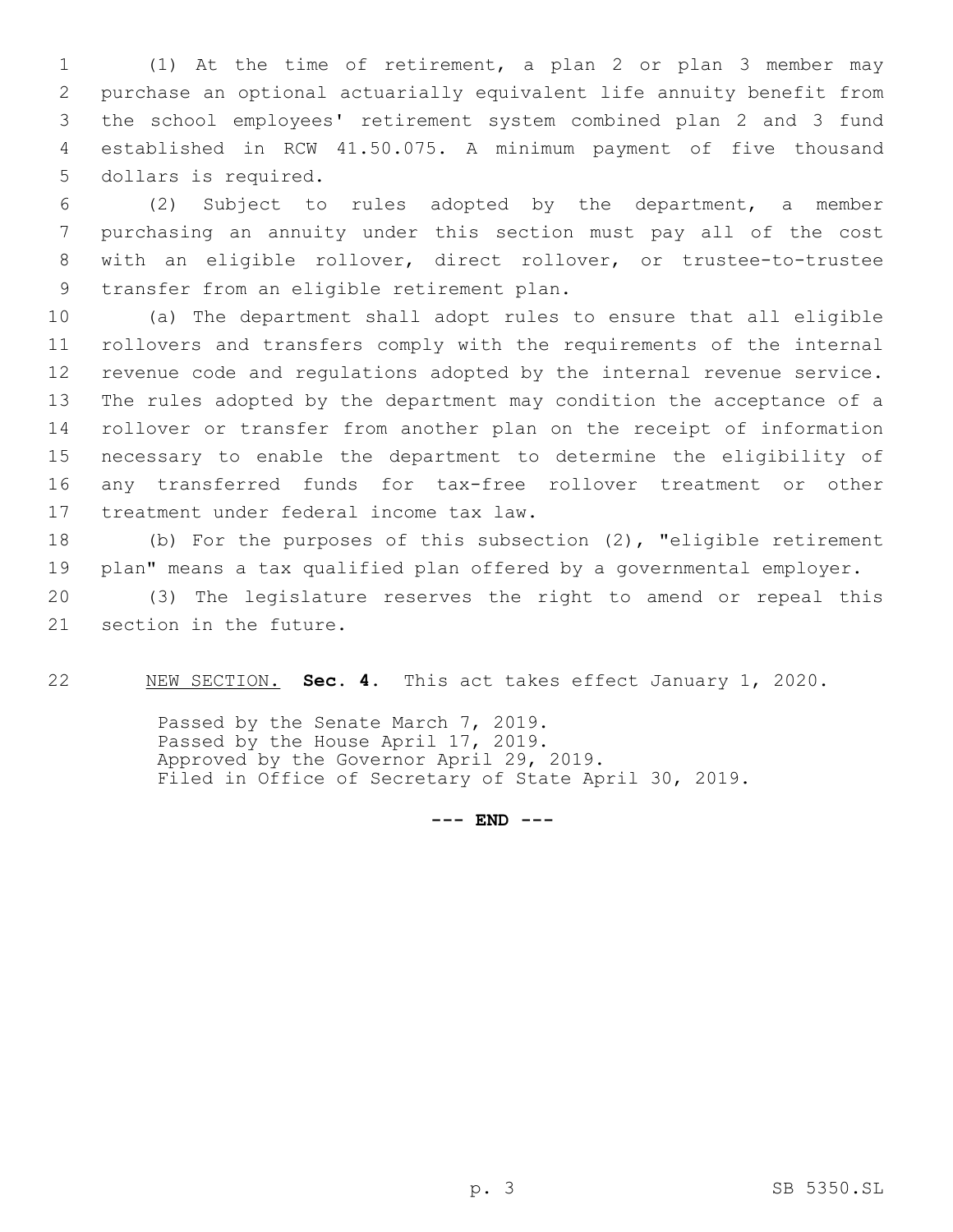(1) At the time of retirement, a plan 2 or plan 3 member may purchase an optional actuarially equivalent life annuity benefit from the school employees' retirement system combined plan 2 and 3 fund established in RCW 41.50.075. A minimum payment of five thousand dollars is required.

(2) Subject to rules adopted by the department, a member purchasing an annuity under this section must pay all of the cost with an eligible rollover, direct rollover, or trustee-to-trustee transfer from an eligible retirement plan.

(a) The department shall adopt rules to ensure that all eligible rollovers and transfers comply with the requirements of the internal revenue code and regulations adopted by the internal revenue service. The rules adopted by the department may condition the acceptance of a rollover or transfer from another plan on the receipt of information necessary to enable the department to determine the eligibility of any transferred funds for tax-free rollover treatment or other treatment under federal income tax law.

(b) For the purposes of this subsection (2), "eligible retirement plan" means a tax qualified plan offered by a governmental employer.

(3) The legislature reserves the right to amend or repeal this section in the future.

NEW SECTION. **Sec. 4.** This act takes effect January 1, 2020.

Passed by the Senate March 7, 2019.
Passed by the House April 17, 2019.
Approved by the Governor April 29, 2019.
Filed in Office of Secretary of State April 30, 2019.

**--- END ---**